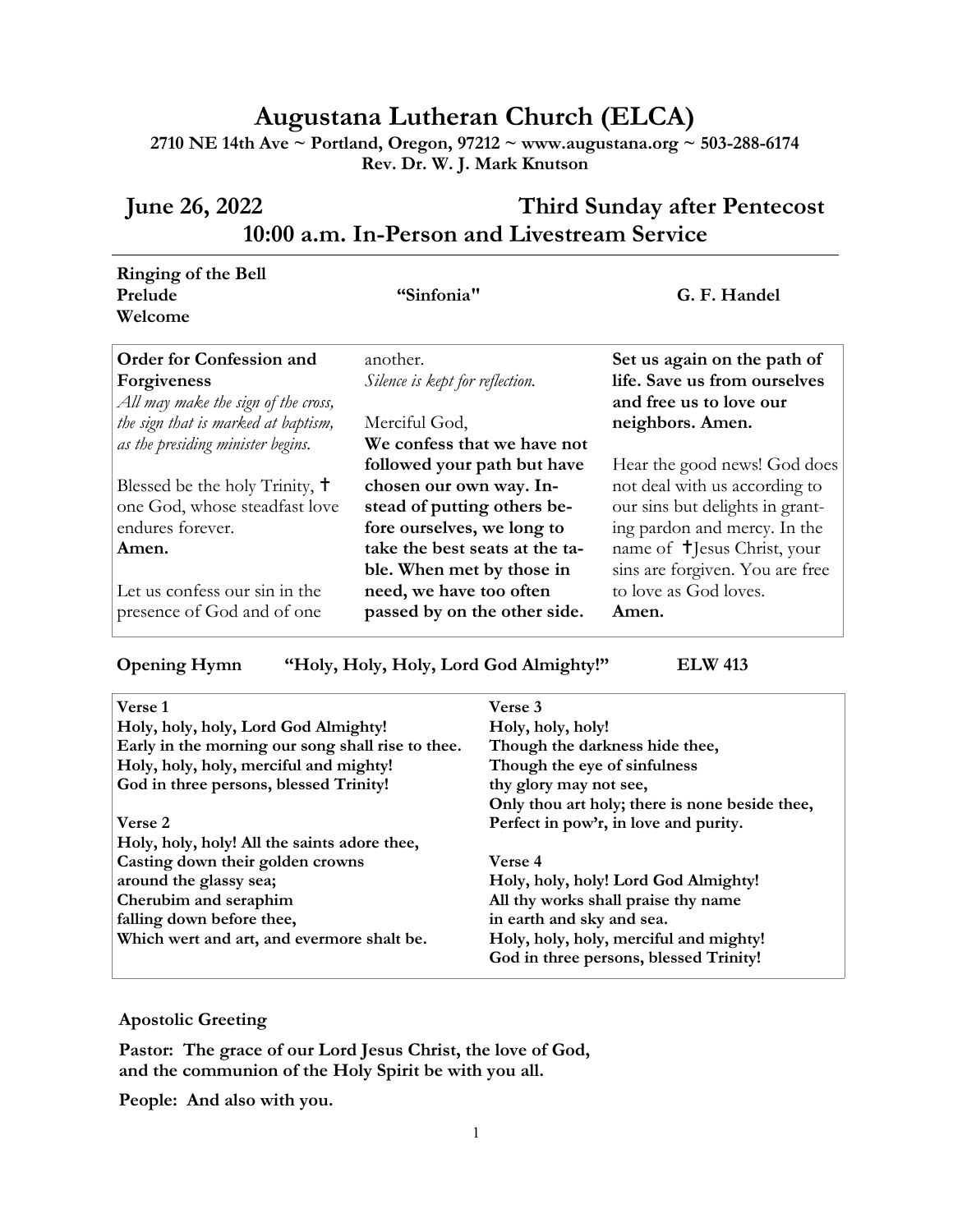# Augustana Lutheran Church (ELCA)

**2710 NE 14th Ave ~ Portland, Oregon, 97212 ~ www.augustana.org ~ 503-288-6174**
**Rev. Dr. W. J. Mark Knutson**

## June 26, 2022 — Third Sunday after Pentecost
## 10:00 a.m. In-Person and Livestream Service

**Ringing of the Bell**
**Prelude** — **"Sinfonia"** — **G. F. Handel**
**Welcome**

**Order for Confession and Forgiveness**
*All may make the sign of the cross, the sign that is marked at baptism, as the presiding minister begins.*

Blessed be the holy Trinity, ☩ one God, whose steadfast love endures forever.
**Amen.**

Let us confess our sin in the presence of God and of one another.
*Silence is kept for reflection.*

Merciful God,
**We confess that we have not followed your path but have chosen our own way. Instead of putting others before ourselves, we long to take the best seats at the table. When met by those in need, we have too often passed by on the other side. Set us again on the path of life. Save us from ourselves and free us to love our neighbors. Amen.**

Hear the good news! God does not deal with us according to our sins but delights in granting pardon and mercy. In the name of ☩Jesus Christ, your sins are forgiven. You are free to love as God loves.
**Amen.**

**Opening Hymn** — **"Holy, Holy, Holy, Lord God Almighty!"** — **ELW 413**

**Verse 1**
**Holy, holy, holy, Lord God Almighty!**
**Early in the morning our song shall rise to thee.**
**Holy, holy, holy, merciful and mighty!**
**God in three persons, blessed Trinity!**

**Verse 2**
**Holy, holy, holy! All the saints adore thee,**
**Casting down their golden crowns**
**around the glassy sea;**
**Cherubim and seraphim**
**falling down before thee,**
**Which wert and art, and evermore shalt be.**

**Verse 3**
**Holy, holy, holy!**
**Though the darkness hide thee,**
**Though the eye of sinfulness**
**thy glory may not see,**
**Only thou art holy; there is none beside thee,**
**Perfect in pow'r, in love and purity.**

**Verse 4**
**Holy, holy, holy! Lord God Almighty!**
**All thy works shall praise thy name**
**in earth and sky and sea.**
**Holy, holy, holy, merciful and mighty!**
**God in three persons, blessed Trinity!**

**Apostolic Greeting**

**Pastor: The grace of our Lord Jesus Christ, the love of God, and the communion of the Holy Spirit be with you all.**

**People: And also with you.**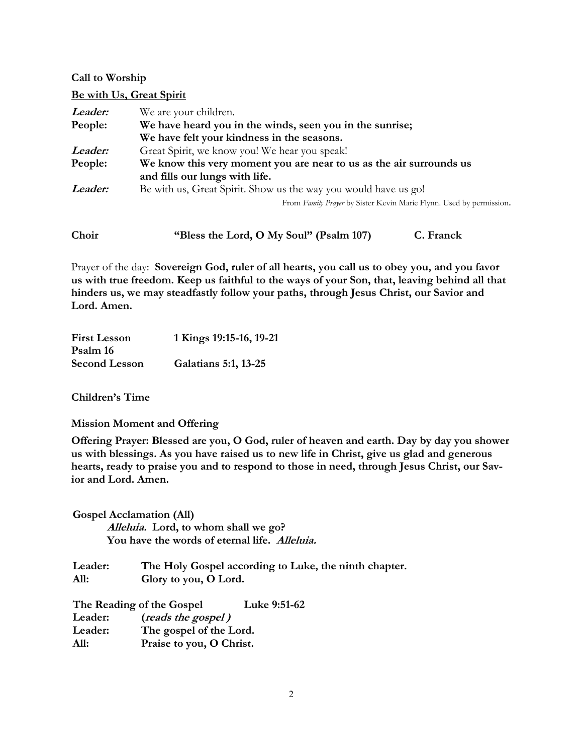**Call to Worship**

**Be with Us, Great Spirit**

***Leader:*** We are your children.
**People: We have heard you in the winds, seen you in the sunrise;
We have felt your kindness in the seasons.**
***Leader:*** Great Spirit, we know you! We hear you speak!
**People: We know this very moment you are near to us as the air surrounds us and fills our lungs with life.**
***Leader:*** Be with us, Great Spirit. Show us the way you would have us go!

From *Family Prayer* by Sister Kevin Marie Flynn. Used by permission.

**Choir "Bless the Lord, O My Soul" (Psalm 107) C. Franck**

Prayer of the day: **Sovereign God, ruler of all hearts, you call us to obey you, and you favor us with true freedom. Keep us faithful to the ways of your Son, that, leaving behind all that hinders us, we may steadfastly follow your paths, through Jesus Christ, our Savior and Lord. Amen.**

**First Lesson 1 Kings 19:15-16, 19-21**
**Psalm 16**
**Second Lesson Galatians 5:1, 13-25**

**Children's Time**

**Mission Moment and Offering**

**Offering Prayer: Blessed are you, O God, ruler of heaven and earth. Day by day you shower us with blessings. As you have raised us to new life in Christ, give us glad and generous hearts, ready to praise you and to respond to those in need, through Jesus Christ, our Savior and Lord. Amen.**

**Gospel Acclamation (All)**
***Alleluia.*** **Lord, to whom shall we go?**
**You have the words of eternal life.** ***Alleluia.***

**Leader: The Holy Gospel according to Luke, the ninth chapter.**
**All: Glory to you, O Lord.**

**The Reading of the Gospel Luke 9:51-62**
**Leader: (*reads the gospel*)**
**Leader: The gospel of the Lord.**
**All: Praise to you, O Christ.**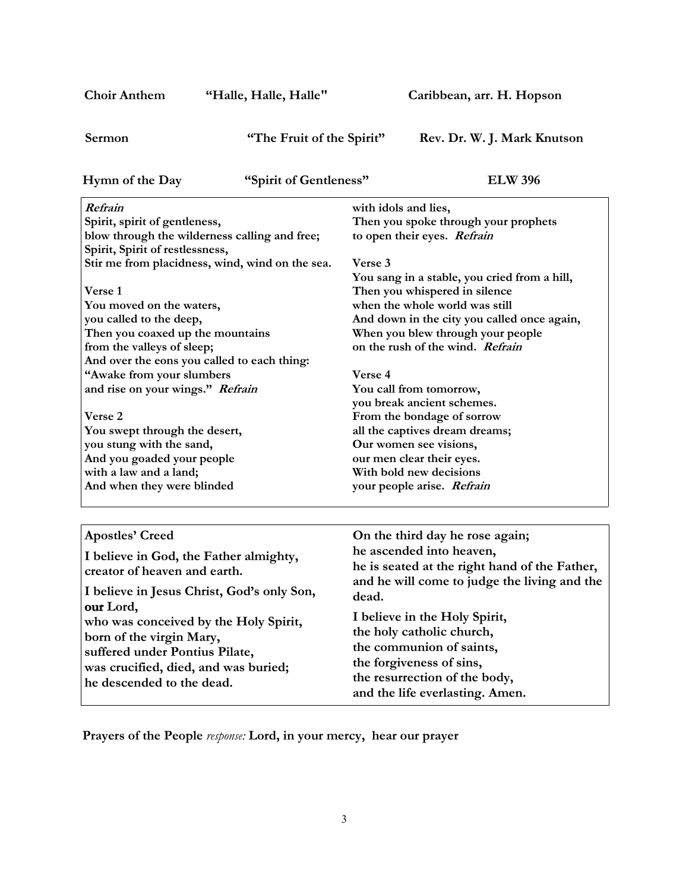**Choir Anthem** **"Halle, Halle, Halle"** **Caribbean, arr. H. Hopson**

**Sermon** **"The Fruit of the Spirit"** **Rev. Dr. W. J. Mark Knutson**

**Hymn of the Day** **"Spirit of Gentleness"** **ELW 396**

***Refrain***
**Spirit, spirit of gentleness,**
**blow through the wilderness calling and free;**
**Spirit, Spirit of restlessness,**
**Stir me from placidness, wind, wind on the sea.**

**Verse 1**
**You moved on the waters,**
**you called to the deep,**
**Then you coaxed up the mountains**
**from the valleys of sleep;**
**And over the eons you called to each thing:**
**"Awake from your slumbers**
**and rise on your wings."** ***Refrain***

**Verse 2**
**You swept through the desert,**
**you stung with the sand,**
**And you goaded your people**
**with a law and a land;**
**And when they were blinded**
**with idols and lies,**
**Then you spoke through your prophets**
**to open their eyes.** ***Refrain***

**Verse 3**
**You sang in a stable, you cried from a hill,**
**Then you whispered in silence**
**when the whole world was still**
**And down in the city you called once again,**
**When you blew through your people**
**on the rush of the wind.** ***Refrain***

**Verse 4**
**You call from tomorrow,**
**you break ancient schemes.**
**From the bondage of sorrow**
**all the captives dream dreams;**
**Our women see visions,**
**our men clear their eyes.**
**With bold new decisions**
**your people arise.** ***Refrain***

**Apostles' Creed**

**I believe in God, the Father almighty,**
**creator of heaven and earth.**

**I believe in Jesus Christ, God's only Son,**
**our Lord,**
**who was conceived by the Holy Spirit,**
**born of the virgin Mary,**
**suffered under Pontius Pilate,**
**was crucified, died, and was buried;**
**he descended to the dead.**
**On the third day he rose again;**
**he ascended into heaven,**
**he is seated at the right hand of the Father,**
**and he will come to judge the living and the dead.**

**I believe in the Holy Spirit,**
**the holy catholic church,**
**the communion of saints,**
**the forgiveness of sins,**
**the resurrection of the body,**
**and the life everlasting. Amen.**

**Prayers of the People** *response:* **Lord, in your mercy, hear our prayer**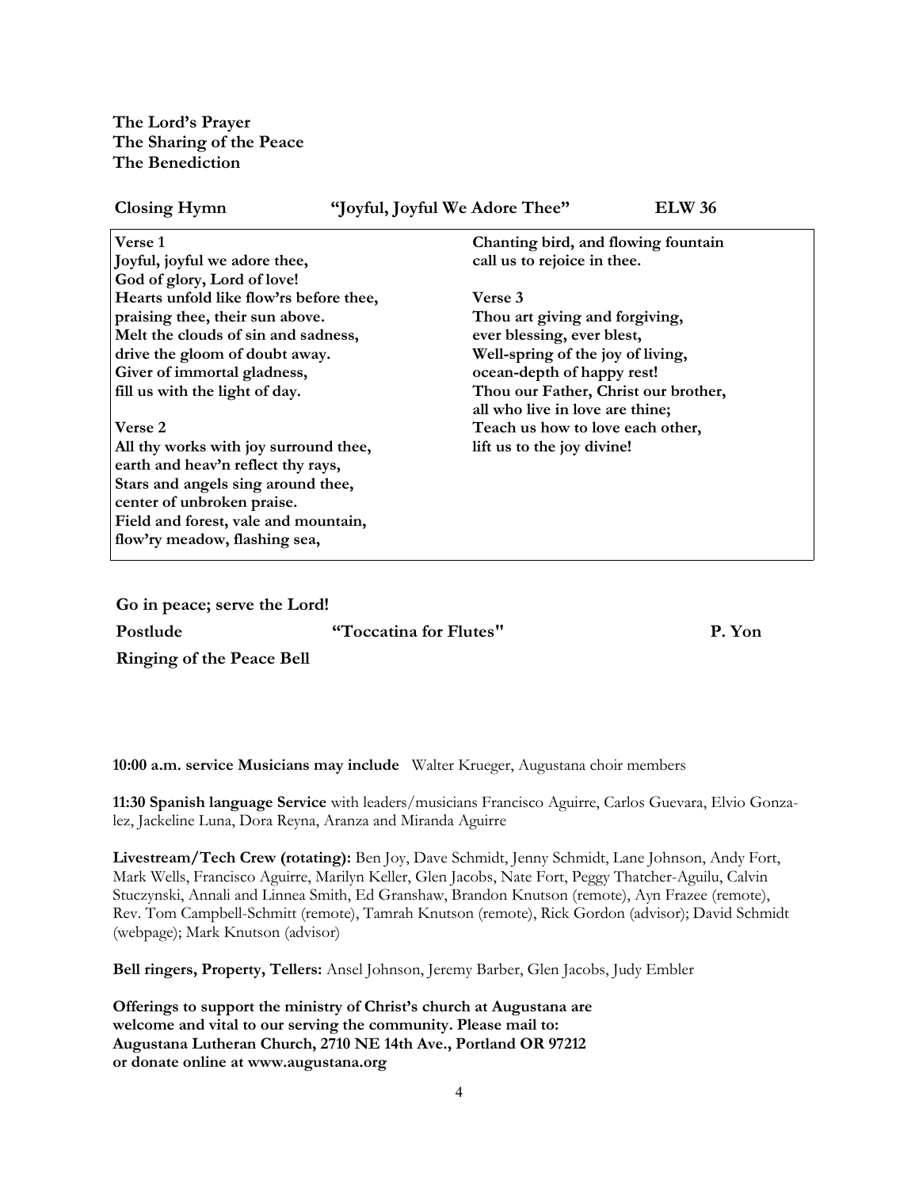**The Lord's Prayer**
**The Sharing of the Peace**
**The Benediction**

**Closing Hymn** **"Joyful, Joyful We Adore Thee"** **ELW 36**

**Verse 1**
**Joyful, joyful we adore thee,**
**God of glory, Lord of love!**
**Hearts unfold like flow'rs before thee,**
**praising thee, their sun above.**
**Melt the clouds of sin and sadness,**
**drive the gloom of doubt away.**
**Giver of immortal gladness,**
**fill us with the light of day.**

**Verse 2**
**All thy works with joy surround thee,**
**earth and heav'n reflect thy rays,**
**Stars and angels sing around thee,**
**center of unbroken praise.**
**Field and forest, vale and mountain,**
**flow'ry meadow, flashing sea,**
**Chanting bird, and flowing fountain**
**call us to rejoice in thee.**

**Verse 3**
**Thou art giving and forgiving,**
**ever blessing, ever blest,**
**Well-spring of the joy of living,**
**ocean-depth of happy rest!**
**Thou our Father, Christ our brother,**
**all who live in love are thine;**
**Teach us how to love each other,**
**lift us to the joy divine!**

**Go in peace; serve the Lord!**

**Postlude** **"Toccatina for Flutes"** **P. Yon**

**Ringing of the Peace Bell**

**10:00 a.m. service Musicians may include** Walter Krueger, Augustana choir members

**11:30 Spanish language Service** with leaders/musicians Francisco Aguirre, Carlos Guevara, Elvio Gonzalez, Jackeline Luna, Dora Reyna, Aranza and Miranda Aguirre

**Livestream/Tech Crew (rotating):** Ben Joy, Dave Schmidt, Jenny Schmidt, Lane Johnson, Andy Fort, Mark Wells, Francisco Aguirre, Marilyn Keller, Glen Jacobs, Nate Fort, Peggy Thatcher-Aguilu, Calvin Stuczynski, Annali and Linnea Smith, Ed Granshaw, Brandon Knutson (remote), Ayn Frazee (remote), Rev. Tom Campbell-Schmitt (remote), Tamrah Knutson (remote), Rick Gordon (advisor); David Schmidt (webpage); Mark Knutson (advisor)

**Bell ringers, Property, Tellers:** Ansel Johnson, Jeremy Barber, Glen Jacobs, Judy Embler

**Offerings to support the ministry of Christ's church at Augustana are welcome and vital to our serving the community. Please mail to: Augustana Lutheran Church, 2710 NE 14th Ave., Portland OR 97212 or donate online at www.augustana.org**